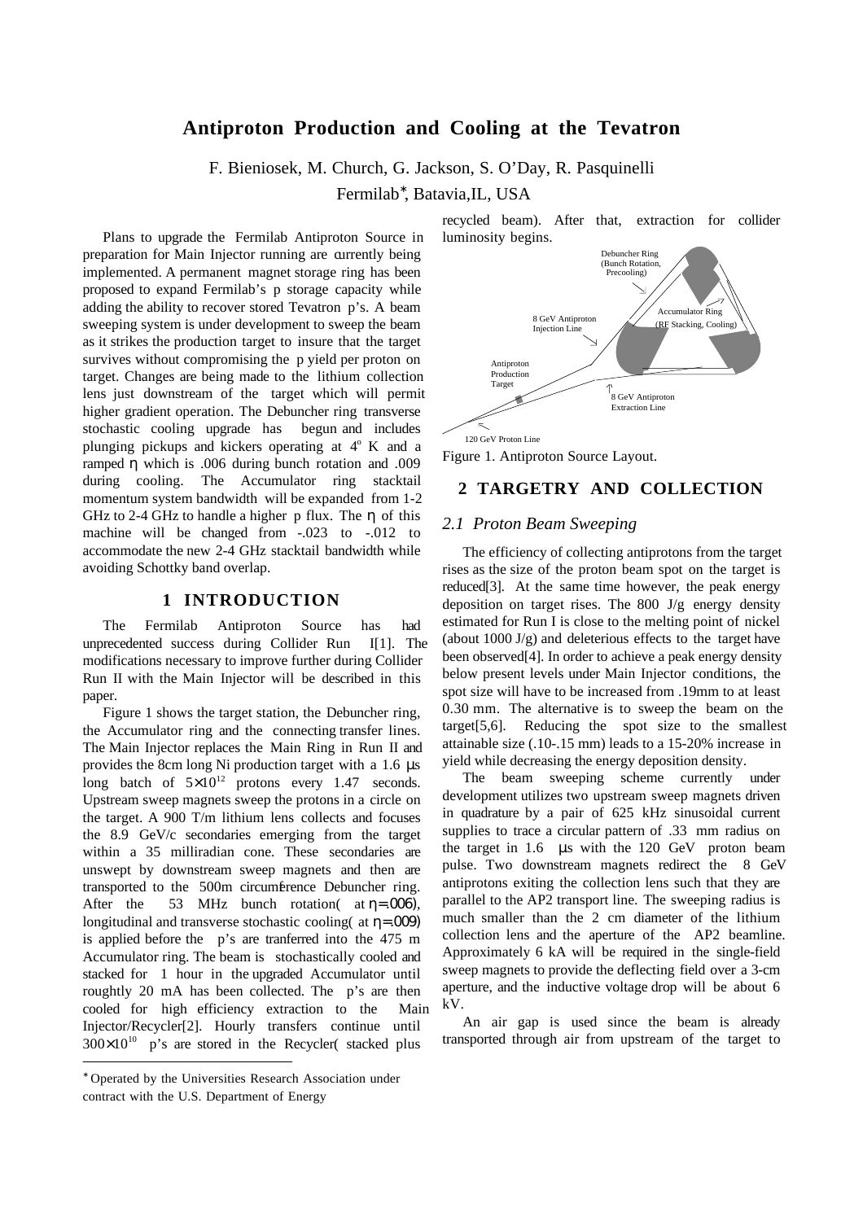# Antiproton Production and Cooling at the Tevatron

F. Bieniosek, M. Church, G. Jackson, S. O'Day, R. Pasquinelli

Fermilab*, Batavia,IL, USA

Plans to upgrade the Fermilab Antiproton Source in preparation for Main Injector running are currently being implemented. A permanent magnet storage ring has been proposed to expand Fermilab's p storage capacity while adding the ability to recover stored Tevatron p's. A beam sweeping system is under development to sweep the beam as it strikes the production target to insure that the target survives without compromising the p yield per proton on target. Changes are being made to the lithium collection lens just downstream of the target which will permit higher gradient operation. The Debuncher ring transverse stochastic cooling upgrade has begun and includes plunging pickups and kickers operating at $4^o$ K and a ramped $\eta$ which is .006 during bunch rotation and .009 during cooling. The Accumulator ring stacktail momentum system bandwidth will be expanded from 1-2 GHz to 2-4 GHz to handle a higher p flux. The $\eta$ of this machine will be changed from -.023 to -.012 to accommodate the new 2-4 GHz stacktail bandwidth while avoiding Schottky band overlap.

## 1 INTRODUCTION

The Fermilab Antiproton Source has had unprecedented success during Collider Run I[1]. The modifications necessary to improve further during Collider Run II with the Main Injector will be described in this paper.

Figure 1 shows the target station, the Debuncher ring, the Accumulator ring and the connecting transfer lines. The Main Injector replaces the Main Ring in Run II and provides the 8cm long Ni production target with a 1.6 µs long batch of $5\times10^{12}$ protons every 1.47 seconds. Upstream sweep magnets sweep the protons in a circle on the target. A 900 T/m lithium lens collects and focuses the 8.9 GeV/c secondaries emerging from the target within a 35 milliradian cone. These secondaries are unswept by downstream sweep magnets and then are transported to the 500m circumference Debuncher ring. After the 53 MHz bunch rotation( at $\eta$=.006), longitudinal and transverse stochastic cooling( at $\eta$=.009) is applied before the p's are tranferred into the 475 m Accumulator ring. The beam is stochastically cooled and stacked for 1 hour in the upgraded Accumulator until roughtly 20 mA has been collected. The p's are then cooled for high efficiency extraction to the Main Injector/Recycler[2]. Hourly transfers continue until $300\times10^{10}$ p's are stored in the Recycler( stacked plus recycled beam). After that, extraction for collider luminosity begins.

Debuncher Ring (Bunch Rotation, Precooling)

Accumulator Ring (RF Stacking, Cooling)

8 GeV Antiproton Injection Line

Antiproton Production Target

8 GeV Antiproton Extraction Line

120 GeV Proton Line

Figure 1. Antiproton Source Layout.

## 2 TARGETRY AND COLLECTION

### 2.1 Proton Beam Sweeping

The efficiency of collecting antiprotons from the target rises as the size of the proton beam spot on the target is reduced[3]. At the same time however, the peak energy deposition on target rises. The 800 J/g energy density estimated for Run I is close to the melting point of nickel (about 1000 J/g) and deleterious effects to the target have been observed[4]. In order to achieve a peak energy density below present levels under Main Injector conditions, the spot size will have to be increased from .19mm to at least 0.30 mm. The alternative is to sweep the beam on the target[5,6]. Reducing the spot size to the smallest attainable size (.10-.15 mm) leads to a 15-20% increase in yield while decreasing the energy deposition density.

The beam sweeping scheme currently under development utilizes two upstream sweep magnets driven in quadrature by a pair of 625 kHz sinusoidal current supplies to trace a circular pattern of .33 mm radius on the target in 1.6 µs with the 120 GeV proton beam pulse. Two downstream magnets redirect the 8 GeV antiprotons exiting the collection lens such that they are parallel to the AP2 transport line. The sweeping radius is much smaller than the 2 cm diameter of the lithium collection lens and the aperture of the AP2 beamline. Approximately 6 kA will be required in the single-field sweep magnets to provide the deflecting field over a 3-cm aperture, and the inductive voltage drop will be about 6 kV.

An air gap is used since the beam is already transported through air from upstream of the target to

* Operated by the Universities Research Association under contract with the U.S. Department of Energy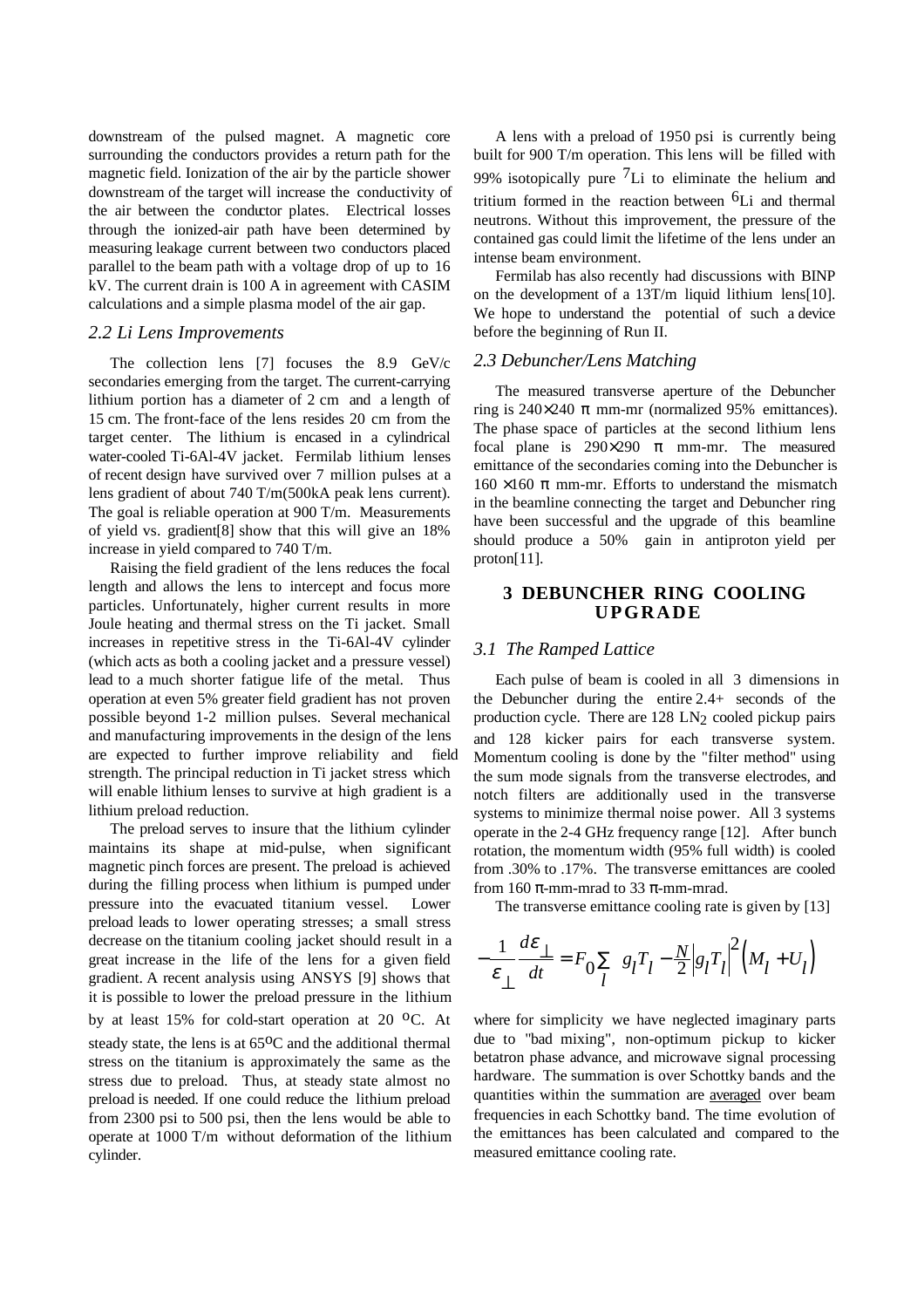downstream of the pulsed magnet. A magnetic core surrounding the conductors provides a return path for the magnetic field. Ionization of the air by the particle shower downstream of the target will increase the conductivity of the air between the conductor plates. Electrical losses through the ionized-air path have been determined by measuring leakage current between two conductors placed parallel to the beam path with a voltage drop of up to 16 kV. The current drain is 100 A in agreement with CASIM calculations and a simple plasma model of the air gap.

### *2.2 Li Lens Improvements*

The collection lens [7] focuses the 8.9 GeV/c secondaries emerging from the target. The current-carrying lithium portion has a diameter of 2 cm and a length of 15 cm. The front-face of the lens resides 20 cm from the target center. The lithium is encased in a cylindrical water-cooled Ti-6Al-4V jacket. Fermilab lithium lenses of recent design have survived over 7 million pulses at a lens gradient of about 740 T/m(500kA peak lens current). The goal is reliable operation at 900 T/m. Measurements of yield vs. gradient[8] show that this will give an 18% increase in yield compared to 740 T/m.

Raising the field gradient of the lens reduces the focal length and allows the lens to intercept and focus more particles. Unfortunately, higher current results in more Joule heating and thermal stress on the Ti jacket. Small increases in repetitive stress in the Ti-6Al-4V cylinder (which acts as both a cooling jacket and a pressure vessel) lead to a much shorter fatigue life of the metal. Thus operation at even 5% greater field gradient has not proven possible beyond 1-2 million pulses. Several mechanical and manufacturing improvements in the design of the lens are expected to further improve reliability and field strength. The principal reduction in Ti jacket stress which will enable lithium lenses to survive at high gradient is a lithium preload reduction.

The preload serves to insure that the lithium cylinder maintains its shape at mid-pulse, when significant magnetic pinch forces are present. The preload is achieved during the filling process when lithium is pumped under pressure into the evacuated titanium vessel. Lower preload leads to lower operating stresses; a small stress decrease on the titanium cooling jacket should result in a great increase in the life of the lens for a given field gradient. A recent analysis using ANSYS [9] shows that it is possible to lower the preload pressure in the lithium by at least 15% for cold-start operation at 20 $^{o}$C. At steady state, the lens is at 65$^{o}$C and the additional thermal stress on the titanium is approximately the same as the stress due to preload. Thus, at steady state almost no preload is needed. If one could reduce the lithium preload from 2300 psi to 500 psi, then the lens would be able to operate at 1000 T/m without deformation of the lithium cylinder.

A lens with a preload of 1950 psi is currently being built for 900 T/m operation. This lens will be filled with 99% isotopically pure $^{7}$Li to eliminate the helium and tritium formed in the reaction between $^{6}$Li and thermal neutrons. Without this improvement, the pressure of the contained gas could limit the lifetime of the lens under an intense beam environment.

Fermilab has also recently had discussions with BINP on the development of a 13T/m liquid lithium lens[10]. We hope to understand the potential of such a device before the beginning of Run II.

### *2.3 Debuncher/Lens Matching*

The measured transverse aperture of the Debuncher ring is 240×240 π mm-mr (normalized 95% emittances). The phase space of particles at the second lithium lens focal plane is 290×290 π mm-mr. The measured emittance of the secondaries coming into the Debuncher is 160 ×160 π mm-mr. Efforts to understand the mismatch in the beamline connecting the target and Debuncher ring have been successful and the upgrade of this beamline should produce a 50% gain in antiproton yield per proton[11].

## 3 DEBUNCHER RING COOLING UPGRADE

### *3.1 The Ramped Lattice*

Each pulse of beam is cooled in all 3 dimensions in the Debuncher during the entire 2.4+ seconds of the production cycle. There are 128 $LN_2$ cooled pickup pairs and 128 kicker pairs for each transverse system. Momentum cooling is done by the "filter method" using the sum mode signals from the transverse electrodes, and notch filters are additionally used in the transverse systems to minimize thermal noise power. All 3 systems operate in the 2-4 GHz frequency range [12]. After bunch rotation, the momentum width (95% full width) is cooled from .30% to .17%. The transverse emittances are cooled from 160 π-mm-mrad to 33 π-mm-mrad.

The transverse emittance cooling rate is given by [13]

$$-\frac{1}{\varepsilon_{\perp}}\frac{d\varepsilon_{\perp}}{dt} = F_0 \sum_{l} \; g_l T_l - \frac{N}{2}\left|g_l T_l\right|^2 \left(M_l + U_l\right)$$

where for simplicity we have neglected imaginary parts due to "bad mixing", non-optimum pickup to kicker betatron phase advance, and microwave signal processing hardware. The summation is over Schottky bands and the quantities within the summation are <u>averaged</u> over beam frequencies in each Schottky band. The time evolution of the emittances has been calculated and compared to the measured emittance cooling rate.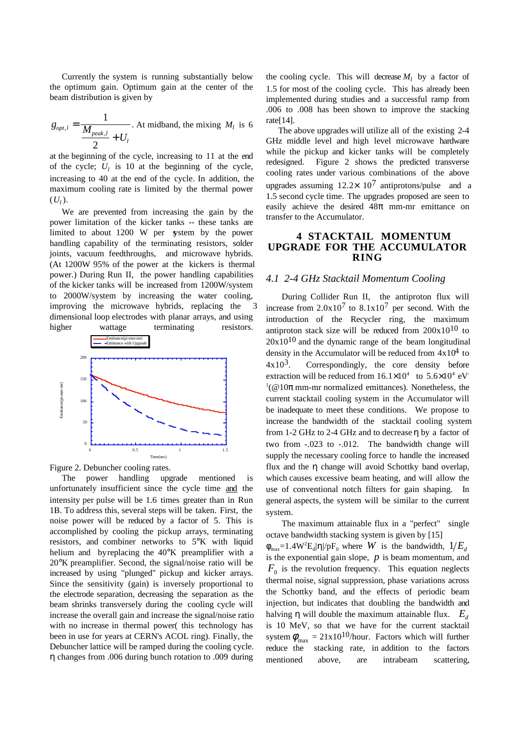Currently the system is running substantially below the optimum gain. Optimum gain at the center of the beam distribution is given by

$$g_{opt,l} = \frac{1}{\frac{M_{peak,l}}{2} + U_l}$$

. At midband, the mixing $M_l$ is 6 at the beginning of the cycle, increasing to 11 at the end of the cycle; $U_l$ is 10 at the beginning of the cycle, increasing to 40 at the end of the cycle. In addition, the maximum cooling rate is limited by the thermal power ($U_l$).

We are prevented from increasing the gain by the power limitation of the kicker tanks -- these tanks are limited to about 1200 W per system by the power handling capability of the terminating resistors, solder joints, vacuum feedthroughs, and microwave hybrids. (At 1200W 95% of the power at the kickers is thermal power.) During Run II, the power handling capabilities of the kicker tanks will be increased from 1200W/system to 2000W/system by increasing the water cooling, improving the microwave hybrids, replacing the 3 dimensional loop electrodes with planar arrays, and using higher wattage terminating resistors.

Figure 2. Debuncher cooling rates.

The power handling upgrade mentioned is unfortunately insufficient since the cycle time and the intensity per pulse will be 1.6 times greater than in Run 1B. To address this, several steps will be taken. First, the noise power will be reduced by a factor of 5. This is accomplished by cooling the pickup arrays, terminating resistors, and combiner networks to 5°K with liquid helium and byreplacing the 40°K preamplifier with a 20°K preamplifier. Second, the signal/noise ratio will be increased by using "plunged" pickup and kicker arrays. Since the sensitivity (gain) is inversely proportional to the electrode separation, decreasing the separation as the beam shrinks transversely during the cooling cycle will increase the overall gain and increase the signal/noise ratio with no increase in thermal power( this technology has been in use for years at CERN's ACOL ring). Finally, the Debuncher lattice will be ramped during the cooling cycle. η changes from .006 during bunch rotation to .009 during the cooling cycle. This will decrease $M_l$ by a factor of 1.5 for most of the cooling cycle. This has already been implemented during studies and a successful ramp from .006 to .008 has been shown to improve the stacking rate[14].

The above upgrades will utilize all of the existing 2-4 GHz middle level and high level microwave hardware while the pickup and kicker tanks will be completely redesigned. Figure 2 shows the predicted transverse cooling rates under various combinations of the above upgrades assuming $12.2\times 10^7$ antiprotons/pulse and a 1.5 second cycle time. The upgrades proposed are seen to easily achieve the desired 48π mm-mr emittance on transfer to the Accumulator.

## 4 STACKTAIL MOMENTUM UPGRADE FOR THE ACCUMULATOR RING

### *4.1 2-4 GHz Stacktail Momentum Cooling*

During Collider Run II, the antiproton flux will increase from $2.0\text{x}10^7$ to $8.1\text{x}10^7$ per second. With the introduction of the Recycler ring, the maximum antiproton stack size will be reduced from $200\text{x}10^{10}$ to $20\text{x}10^{10}$ and the dynamic range of the beam longitudinal density in the Accumulator will be reduced from $4\text{x}10^4$ to $4\text{x}10^3$. Correspondingly, the core density before extraction will be reduced from $16.1\times10^4$ to $5.6\times10^4$ $\text{eV}^{-1}$(@10π mm-mr normalized emittances). Nonetheless, the current stacktail cooling system in the Accumulator will be inadequate to meet these conditions. We propose to increase the bandwidth of the stacktail cooling system from 1-2 GHz to 2-4 GHz and to decrease η by a factor of two from -.023 to -.012. The bandwidth change will supply the necessary cooling force to handle the increased flux and the η change will avoid Schottky band overlap, which causes excessive beam heating, and will allow the use of conventional notch filters for gain shaping. In general aspects, the system will be similar to the current system.

The maximum attainable flux in a "perfect" single octave bandwidth stacking system is given by [15] $\phi_{max}=1.4W^2E_d|\eta|/pF_0$ where $W$ is the bandwidth, $1/E_d$ is the exponential gain slope, $p$ is beam momentum, and $F_0$ is the revolution frequency. This equation neglects thermal noise, signal suppression, phase variations across the Schottky band, and the effects of periodic beam injection, but indicates that doubling the bandwidth and halving η will double the maximum attainable flux. $E_d$ is 10 MeV, so that we have for the current stacktail system $\phi_{max}$ = $21\text{x}10^{10}$/hour. Factors which will further reduce the stacking rate, in addition to the factors mentioned above, are intrabeam scattering,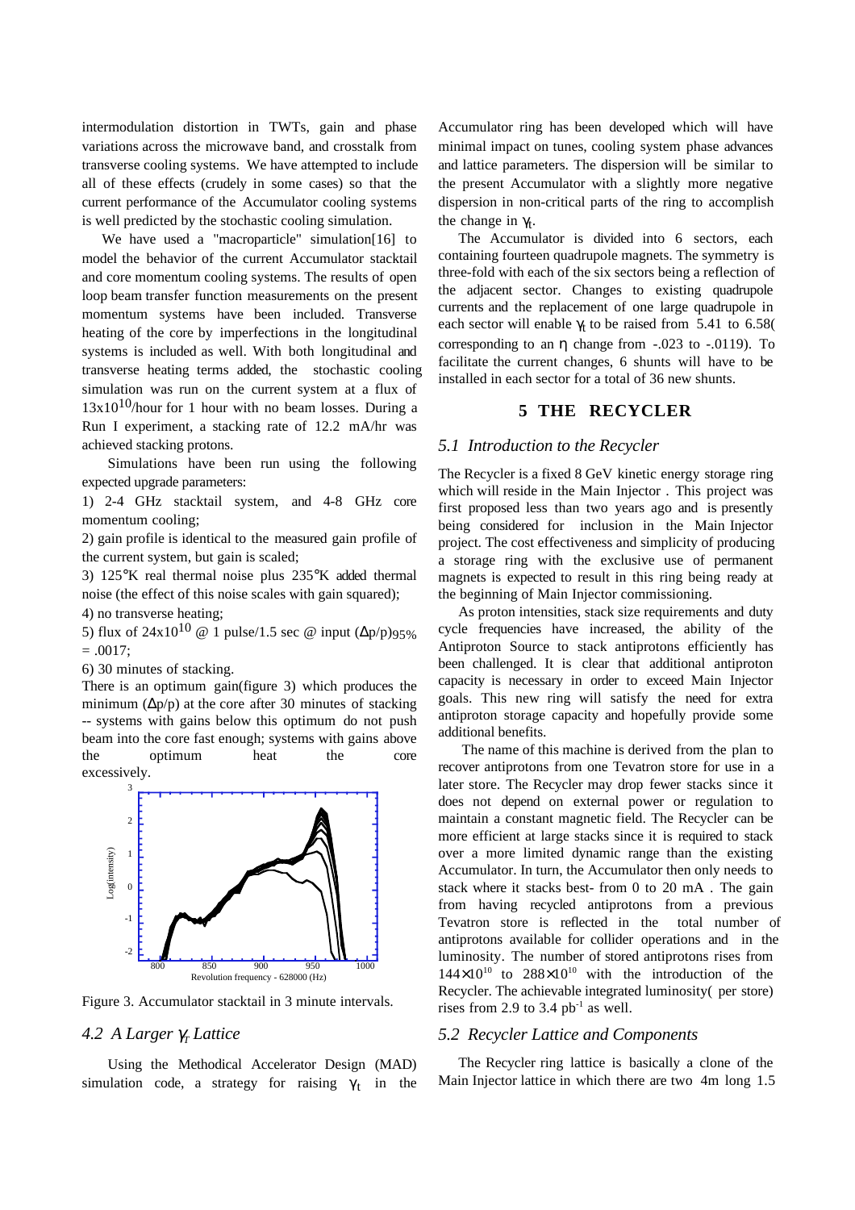intermodulation distortion in TWTs, gain and phase variations across the microwave band, and crosstalk from transverse cooling systems. We have attempted to include all of these effects (crudely in some cases) so that the current performance of the Accumulator cooling systems is well predicted by the stochastic cooling simulation.

We have used a "macroparticle" simulation[16] to model the behavior of the current Accumulator stacktail and core momentum cooling systems. The results of open loop beam transfer function measurements on the present momentum systems have been included. Transverse heating of the core by imperfections in the longitudinal systems is included as well. With both longitudinal and transverse heating terms added, the stochastic cooling simulation was run on the current system at a flux of $13x10^{10}$/hour for 1 hour with no beam losses. During a Run I experiment, a stacking rate of 12.2 mA/hr was achieved stacking protons.

Simulations have been run using the following expected upgrade parameters:

1) 2-4 GHz stacktail system, and 4-8 GHz core momentum cooling;

2) gain profile is identical to the measured gain profile of the current system, but gain is scaled;

3) 125°K real thermal noise plus 235°K added thermal noise (the effect of this noise scales with gain squared);

4) no transverse heating;

5) flux of $24x10^{10}$ @ 1 pulse/1.5 sec @ input $(\Delta p/p)_{95\%} = .0017$;

6) 30 minutes of stacking.

There is an optimum gain(figure 3) which produces the minimum $(\Delta p/p)$ at the core after 30 minutes of stacking -- systems with gains below this optimum do not push beam into the core fast enough; systems with gains above the optimum heat the core excessively.

Figure 3. Accumulator stacktail in 3 minute intervals.

### 4.2 A Larger $\gamma_t$ Lattice

Using the Methodical Accelerator Design (MAD) simulation code, a strategy for raising $\gamma_t$ in the Accumulator ring has been developed which will have minimal impact on tunes, cooling system phase advances and lattice parameters. The dispersion will be similar to the present Accumulator with a slightly more negative dispersion in non-critical parts of the ring to accomplish the change in $\gamma_t$.

The Accumulator is divided into 6 sectors, each containing fourteen quadrupole magnets. The symmetry is three-fold with each of the six sectors being a reflection of the adjacent sector. Changes to existing quadrupole currents and the replacement of one large quadrupole in each sector will enable $\gamma_t$ to be raised from 5.41 to 6.58( corresponding to an $\eta$ change from -.023 to -.0119). To facilitate the current changes, 6 shunts will have to be installed in each sector for a total of 36 new shunts.

## 5 THE RECYCLER

### 5.1 Introduction to the Recycler

The Recycler is a fixed 8 GeV kinetic energy storage ring which will reside in the Main Injector . This project was first proposed less than two years ago and is presently being considered for inclusion in the Main Injector project. The cost effectiveness and simplicity of producing a storage ring with the exclusive use of permanent magnets is expected to result in this ring being ready at the beginning of Main Injector commissioning.

As proton intensities, stack size requirements and duty cycle frequencies have increased, the ability of the Antiproton Source to stack antiprotons efficiently has been challenged. It is clear that additional antiproton capacity is necessary in order to exceed Main Injector goals. This new ring will satisfy the need for extra antiproton storage capacity and hopefully provide some additional benefits.

The name of this machine is derived from the plan to recover antiprotons from one Tevatron store for use in a later store. The Recycler may drop fewer stacks since it does not depend on external power or regulation to maintain a constant magnetic field. The Recycler can be more efficient at large stacks since it is required to stack over a more limited dynamic range than the existing Accumulator. In turn, the Accumulator then only needs to stack where it stacks best- from 0 to 20 mA . The gain from having recycled antiprotons from a previous Tevatron store is reflected in the total number of antiprotons available for collider operations and in the luminosity. The number of stored antiprotons rises from $144\times10^{10}$ to $288\times10^{10}$ with the introduction of the Recycler. The achievable integrated luminosity( per store) rises from 2.9 to 3.4 $pb^{-1}$ as well.

### 5.2 Recycler Lattice and Components

The Recycler ring lattice is basically a clone of the Main Injector lattice in which there are two 4m long 1.5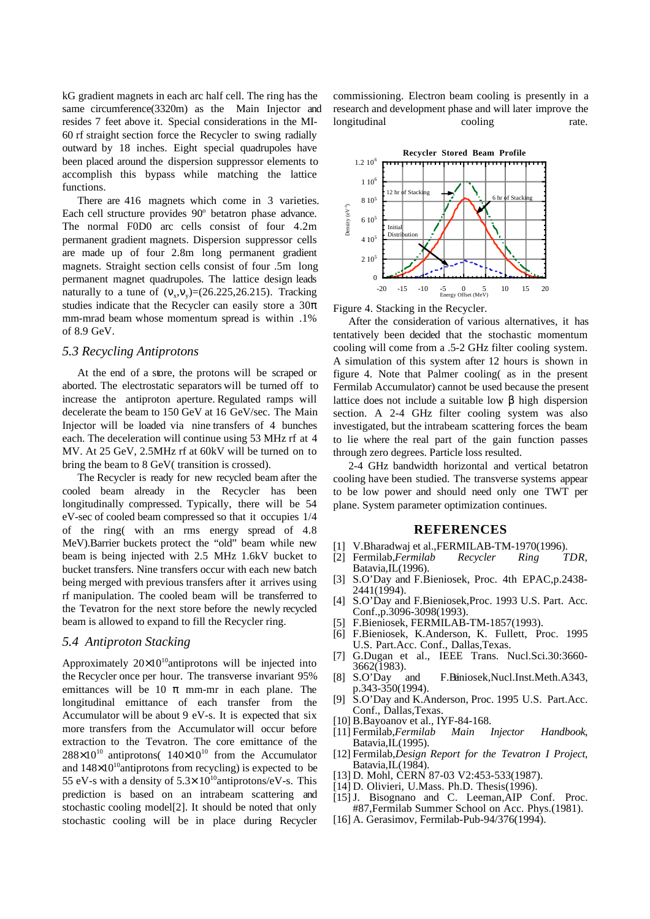kG gradient magnets in each arc half cell. The ring has the same circumference(3320m) as the Main Injector and resides 7 feet above it. Special considerations in the MI-60 rf straight section force the Recycler to swing radially outward by 18 inches. Eight special quadrupoles have been placed around the dispersion suppressor elements to accomplish this bypass while matching the lattice functions.

There are 416 magnets which come in 3 varieties. Each cell structure provides 90º betatron phase advance. The normal F0D0 arc cells consist of four 4.2m permanent gradient magnets. Dispersion suppressor cells are made up of four 2.8m long permanent gradient magnets. Straight section cells consist of four .5m long permanent magnet quadrupoles. The lattice design leads naturally to a tune of $(\nu_x,\nu_y)$=(26.225,26.215). Tracking studies indicate that the Recycler can easily store a 30π mm-mrad beam whose momentum spread is within .1% of 8.9 GeV.

## *5.3 Recycling Antiprotons*

At the end of a store, the protons will be scraped or aborted. The electrostatic separators will be turned off to increase the antiproton aperture. Regulated ramps will decelerate the beam to 150 GeV at 16 GeV/sec. The Main Injector will be loaded via nine transfers of 4 bunches each. The deceleration will continue using 53 MHz rf at 4 MV. At 25 GeV, 2.5MHz rf at 60kV will be turned on to bring the beam to 8 GeV( transition is crossed).

The Recycler is ready for new recycled beam after the cooled beam already in the Recycler has been longitudinally compressed. Typically, there will be 54 eV-sec of cooled beam compressed so that it occupies 1/4 of the ring( with an rms energy spread of 4.8 MeV).Barrier buckets protect the "old" beam while new beam is being injected with 2.5 MHz 1.6kV bucket to bucket transfers. Nine transfers occur with each new batch being merged with previous transfers after it arrives using rf manipulation. The cooled beam will be transferred to the Tevatron for the next store before the newly recycled beam is allowed to expand to fill the Recycler ring.

## *5.4 Antiproton Stacking*

Approximately $20\times10^{10}$antiprotons will be injected into the Recycler once per hour. The transverse invariant 95% emittances will be 10 π mm-mr in each plane. The longitudinal emittance of each transfer from the Accumulator will be about 9 eV-s. It is expected that six more transfers from the Accumulator will occur before extraction to the Tevatron. The core emittance of the $288\times10^{10}$ antiprotons( $140\times10^{10}$ from the Accumulator and $148\times10^{10}$antiprotons from recycling) is expected to be 55 eV-s with a density of $5.3\times10^{10}$antiprotons/eV-s. This prediction is based on an intrabeam scattering and stochastic cooling model[2]. It should be noted that only stochastic cooling will be in place during Recycler commissioning. Electron beam cooling is presently in a research and development phase and will later improve the longitudinal cooling rate.

Recycler Stored Beam Profile

Density (eV⁻¹)

1.2 10^6
1 10^6
8 10^5
6 10^5
4 10^5
2 10^5
0

12 hr of Stacking
6 hr of Stacking
Initial Distribution

-20 -15 -10 -5 0 5 10 15 20
Energy Offset (MeV)

Figure 4. Stacking in the Recycler.

After the consideration of various alternatives, it has tentatively been decided that the stochastic momentum cooling will come from a .5-2 GHz filter cooling system. A simulation of this system after 12 hours is shown in figure 4. Note that Palmer cooling( as in the present Fermilab Accumulator) cannot be used because the present lattice does not include a suitable low β high dispersion section. A 2-4 GHz filter cooling system was also investigated, but the intrabeam scattering forces the beam to lie where the real part of the gain function passes through zero degrees. Particle loss resulted.

2-4 GHz bandwidth horizontal and vertical betatron cooling have been studied. The transverse systems appear to be low power and should need only one TWT per plane. System parameter optimization continues.

## REFERENCES

[1] V.Bharadwaj et al.,FERMILAB-TM-1970(1996).
[2] Fermilab,*Fermilab Recycler Ring TDR*, Batavia,IL(1996).
[3] S.O'Day and F.Bieniosek, Proc. 4th EPAC,p.2438-2441(1994).
[4] S.O'Day and F.Bieniosek,Proc. 1993 U.S. Part. Acc. Conf.,p.3096-3098(1993).
[5] F.Bieniosek, FERMILAB-TM-1857(1993).
[6] F.Bieniosek, K.Anderson, K. Fullett, Proc. 1995 U.S. Part.Acc. Conf., Dallas,Texas.
[7] G.Dugan et al., IEEE Trans. Nucl.Sci.30:3660-3662(1983).
[8] S.O'Day and F.Bieniosek,Nucl.Inst.Meth.A343, p.343-350(1994).
[9] S.O'Day and K.Anderson, Proc. 1995 U.S. Part.Acc. Conf., Dallas,Texas.
[10] B.Bayoanov et al., IYF-84-168.
[11] Fermilab,*Fermilab Main Injector Handbook*, Batavia,IL(1995).
[12] Fermilab,*Design Report for the Tevatron I Project*, Batavia,IL(1984).
[13] D. Mohl, CERN 87-03 V2:453-533(1987).
[14] D. Olivieri, U.Mass. Ph.D. Thesis(1996).
[15] J. Bisognano and C. Leeman,AIP Conf. Proc. #87,Fermilab Summer School on Acc. Phys.(1981).
[16] A. Gerasimov, Fermilab-Pub-94/376(1994).